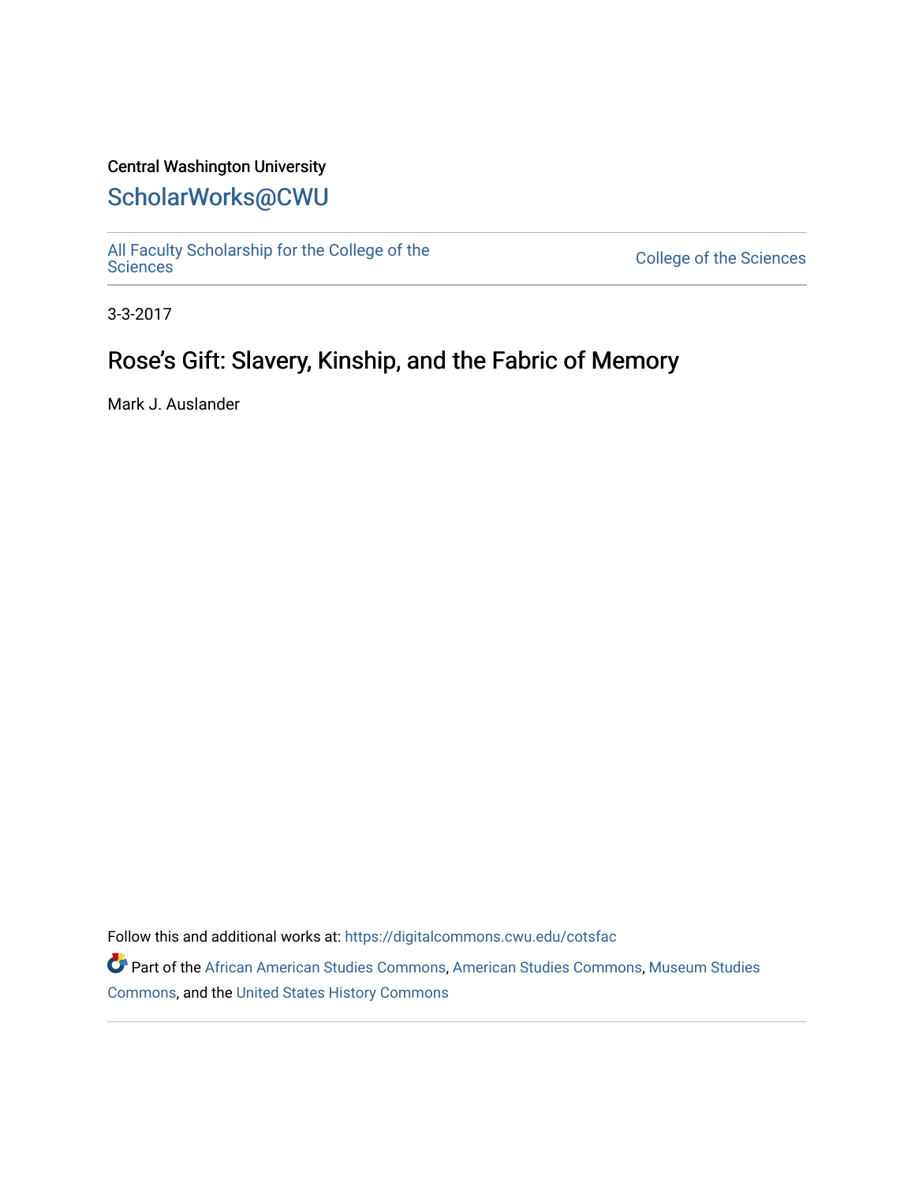Central Washington University

## ScholarWorks@CWU

All Faculty Scholarship for the College of the Sciences

College of the Sciences

3-3-2017

# Rose's Gift: Slavery, Kinship, and the Fabric of Memory

Mark J. Auslander

Follow this and additional works at: https://digitalcommons.cwu.edu/cotsfac

Part of the African American Studies Commons, American Studies Commons, Museum Studies Commons, and the United States History Commons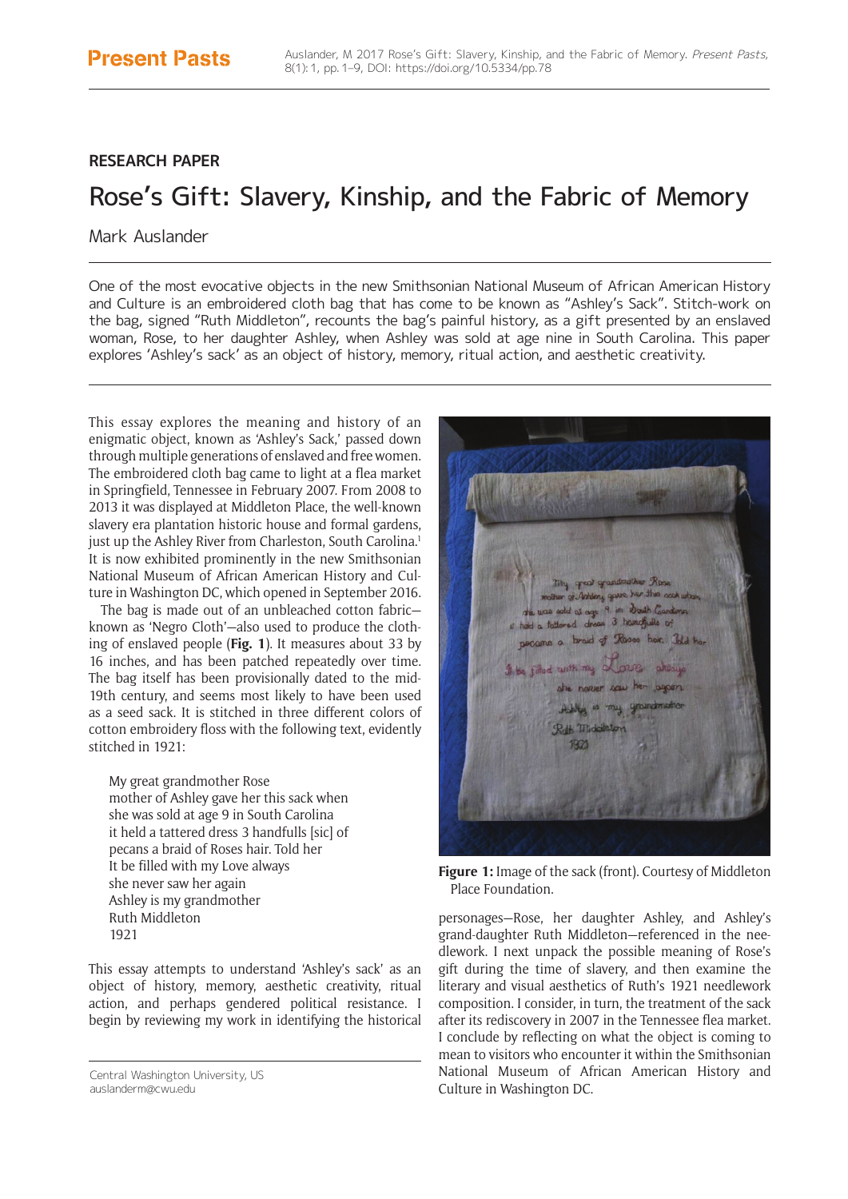**RESEARCH PAPER**

# Rose's Gift: Slavery, Kinship, and the Fabric of Memory

Mark Auslander

One of the most evocative objects in the new Smithsonian National Museum of African American History and Culture is an embroidered cloth bag that has come to be known as "Ashley's Sack". Stitch-work on the bag, signed "Ruth Middleton", recounts the bag's painful history, as a gift presented by an enslaved woman, Rose, to her daughter Ashley, when Ashley was sold at age nine in South Carolina. This paper explores 'Ashley's sack' as an object of history, memory, ritual action, and aesthetic creativity.

This essay explores the meaning and history of an enigmatic object, known as 'Ashley's Sack,' passed down through multiple generations of enslaved and free women. The embroidered cloth bag came to light at a flea market in Springfield, Tennessee in February 2007. From 2008 to 2013 it was displayed at Middleton Place, the well-known slavery era plantation historic house and formal gardens, just up the Ashley River from Charleston, South Carolina.[1] It is now exhibited prominently in the new Smithsonian National Museum of African American History and Culture in Washington DC, which opened in September 2016.

The bag is made out of an unbleached cotton fabric—known as 'Negro Cloth'—also used to produce the clothing of enslaved people (**Fig. 1**). It measures about 33 by 16 inches, and has been patched repeatedly over time. The bag itself has been provisionally dated to the mid-19th century, and seems most likely to have been used as a seed sack. It is stitched in three different colors of cotton embroidery floss with the following text, evidently stitched in 1921:

> My great grandmother Rose
> mother of Ashley gave her this sack when
> she was sold at age 9 in South Carolina
> it held a tattered dress 3 handfulls [sic] of
> pecans a braid of Roses hair. Told her
> It be filled with my Love always
> she never saw her again
> Ashley is my grandmother
> Ruth Middleton
> 1921

Figure 1: Image of the sack (front). Courtesy of Middleton Place Foundation.

This essay attempts to understand 'Ashley's sack' as an object of history, memory, aesthetic creativity, ritual action, and perhaps gendered political resistance. I begin by reviewing my work in identifying the historical personages—Rose, her daughter Ashley, and Ashley's grand-daughter Ruth Middleton—referenced in the needlework. I next unpack the possible meaning of Rose's gift during the time of slavery, and then examine the literary and visual aesthetics of Ruth's 1921 needlework composition. I consider, in turn, the treatment of the sack after its rediscovery in 2007 in the Tennessee flea market. I conclude by reflecting on what the object is coming to mean to visitors who encounter it within the Smithsonian National Museum of African American History and Culture in Washington DC.

Central Washington University, US
auslanderm@cwu.edu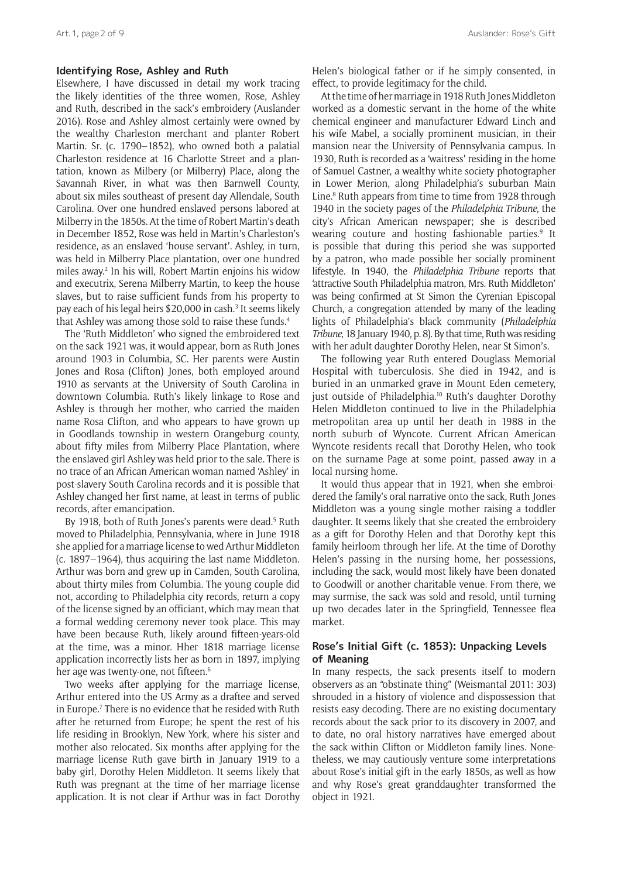### Identifying Rose, Ashley and Ruth

Elsewhere, I have discussed in detail my work tracing the likely identities of the three women, Rose, Ashley and Ruth, described in the sack's embroidery (Auslander 2016). Rose and Ashley almost certainly were owned by the wealthy Charleston merchant and planter Robert Martin. Sr. (c. 1790–1852), who owned both a palatial Charleston residence at 16 Charlotte Street and a plantation, known as Milbery (or Milberry) Place, along the Savannah River, in what was then Barnwell County, about six miles southeast of present day Allendale, South Carolina. Over one hundred enslaved persons labored at Milberry in the 1850s. At the time of Robert Martin's death in December 1852, Rose was held in Martin's Charleston's residence, as an enslaved 'house servant'. Ashley, in turn, was held in Milberry Place plantation, over one hundred miles away.[2] In his will, Robert Martin enjoins his widow and executrix, Serena Milberry Martin, to keep the house slaves, but to raise sufficient funds from his property to pay each of his legal heirs $20,000 in cash.[3] It seems likely that Ashley was among those sold to raise these funds.[4]

The 'Ruth Middleton' who signed the embroidered text on the sack 1921 was, it would appear, born as Ruth Jones around 1903 in Columbia, SC. Her parents were Austin Jones and Rosa (Clifton) Jones, both employed around 1910 as servants at the University of South Carolina in downtown Columbia. Ruth's likely linkage to Rose and Ashley is through her mother, who carried the maiden name Rosa Clifton, and who appears to have grown up in Goodlands township in western Orangeburg county, about fifty miles from Milbery Place Plantation, where the enslaved girl Ashley was held prior to the sale. There is no trace of an African American woman named 'Ashley' in post-slavery South Carolina records and it is possible that Ashley changed her first name, at least in terms of public records, after emancipation.

By 1918, both of Ruth Jones's parents were dead.[5] Ruth moved to Philadelphia, Pennsylvania, where in June 1918 she applied for a marriage license to wed Arthur Middleton (c. 1897–1964), thus acquiring the last name Middleton. Arthur was born and grew up in Camden, South Carolina, about thirty miles from Columbia. The young couple did not, according to Philadelphia city records, return a copy of the license signed by an officiant, which may mean that a formal wedding ceremony never took place. This may have been because Ruth, likely around fifteen-years-old at the time, was a minor. Hher 1818 marriage license application incorrectly lists her as born in 1897, implying her age was twenty-one, not fifteen.[6]

Two weeks after applying for the marriage license, Arthur entered into the US Army as a draftee and served in Europe.[7] There is no evidence that he resided with Ruth after he returned from Europe; he spent the rest of his life residing in Brooklyn, New York, where his sister and mother also relocated. Six months after applying for the marriage license Ruth gave birth in January 1919 to a baby girl, Dorothy Helen Middleton. It seems likely that Ruth was pregnant at the time of her marriage license application. It is not clear if Arthur was in fact Dorothy Helen's biological father or if he simply consented, in effect, to provide legitimacy for the child.

At the time of her marriage in 1918 Ruth Jones Middleton worked as a domestic servant in the home of the white chemical engineer and manufacturer Edward Linch and his wife Mabel, a socially prominent musician, in their mansion near the University of Pennsylvania campus. In 1930, Ruth is recorded as a 'waitress' residing in the home of Samuel Castner, a wealthy white society photographer in Lower Merion, along Philadelphia's suburban Main Line.[8] Ruth appears from time to time from 1928 through 1940 in the society pages of the *Philadelphia Tribune,* the city's African American newspaper; she is described wearing couture and hosting fashionable parties.[9] It is possible that during this period she was supported by a patron, who made possible her socially prominent lifestyle. In 1940, the *Philadelphia Tribune* reports that 'attractive South Philadelphia matron, Mrs. Ruth Middleton' was being confirmed at St Simon the Cyrenian Episcopal Church, a congregation attended by many of the leading lights of Philadelphia's black community (*Philadelphia Tribune*, 18 January 1940, p. 8). By that time, Ruth was residing with her adult daughter Dorothy Helen, near St Simon's.

The following year Ruth entered Douglass Memorial Hospital with tuberculosis. She died in 1942, and is buried in an unmarked grave in Mount Eden cemetery, just outside of Philadelphia.[10] Ruth's daughter Dorothy Helen Middleton continued to live in the Philadelphia metropolitan area up until her death in 1988 in the north suburb of Wyncote. Current African American Wyncote residents recall that Dorothy Helen, who took on the surname Page at some point, passed away in a local nursing home.

It would thus appear that in 1921, when she embroidered the family's oral narrative onto the sack, Ruth Jones Middleton was a young single mother raising a toddler daughter. It seems likely that she created the embroidery as a gift for Dorothy Helen and that Dorothy kept this family heirloom through her life. At the time of Dorothy Helen's passing in the nursing home, her possessions, including the sack, would most likely have been donated to Goodwill or another charitable venue. From there, we may surmise, the sack was sold and resold, until turning up two decades later in the Springfield, Tennessee flea market.

### Rose's Initial Gift (c. 1853): Unpacking Levels of Meaning

In many respects, the sack presents itself to modern observers as an "obstinate thing" (Weismantal 2011: 303) shrouded in a history of violence and dispossession that resists easy decoding. There are no existing documentary records about the sack prior to its discovery in 2007, and to date, no oral history narratives have emerged about the sack within Clifton or Middleton family lines. Nonetheless, we may cautiously venture some interpretations about Rose's initial gift in the early 1850s, as well as how and why Rose's great granddaughter transformed the object in 1921.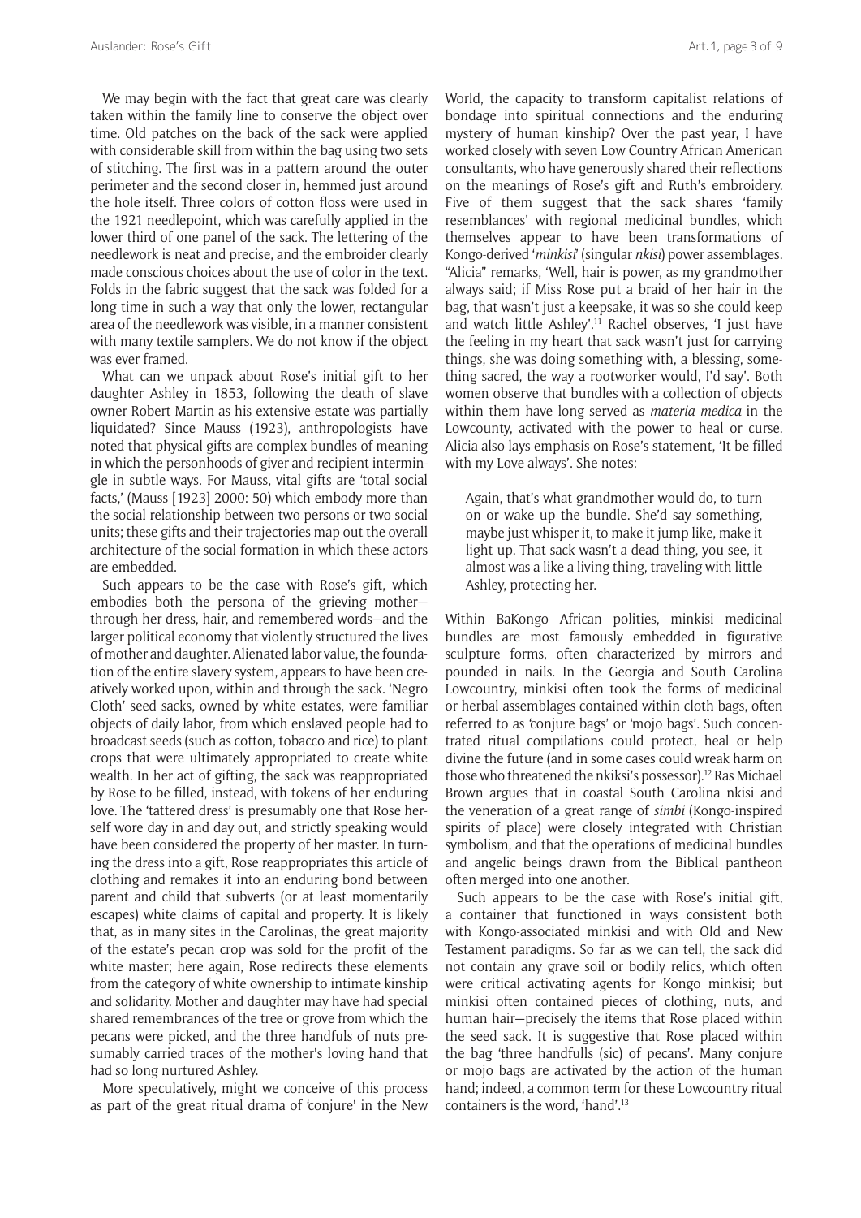We may begin with the fact that great care was clearly taken within the family line to conserve the object over time. Old patches on the back of the sack were applied with considerable skill from within the bag using two sets of stitching. The first was in a pattern around the outer perimeter and the second closer in, hemmed just around the hole itself. Three colors of cotton floss were used in the 1921 needlepoint, which was carefully applied in the lower third of one panel of the sack. The lettering of the needlework is neat and precise, and the embroider clearly made conscious choices about the use of color in the text. Folds in the fabric suggest that the sack was folded for a long time in such a way that only the lower, rectangular area of the needlework was visible, in a manner consistent with many textile samplers. We do not know if the object was ever framed.

What can we unpack about Rose's initial gift to her daughter Ashley in 1853, following the death of slave owner Robert Martin as his extensive estate was partially liquidated? Since Mauss (1923), anthropologists have noted that physical gifts are complex bundles of meaning in which the personhoods of giver and recipient intermingle in subtle ways. For Mauss, vital gifts are 'total social facts,' (Mauss [1923] 2000: 50) which embody more than the social relationship between two persons or two social units; these gifts and their trajectories map out the overall architecture of the social formation in which these actors are embedded.

Such appears to be the case with Rose's gift, which embodies both the persona of the grieving mother—through her dress, hair, and remembered words—and the larger political economy that violently structured the lives of mother and daughter. Alienated labor value, the foundation of the entire slavery system, appears to have been creatively worked upon, within and through the sack. 'Negro Cloth' seed sacks, owned by white estates, were familiar objects of daily labor, from which enslaved people had to broadcast seeds (such as cotton, tobacco and rice) to plant crops that were ultimately appropriated to create white wealth. In her act of gifting, the sack was reappropriated by Rose to be filled, instead, with tokens of her enduring love. The 'tattered dress' is presumably one that Rose herself wore day in and day out, and strictly speaking would have been considered the property of her master. In turning the dress into a gift, Rose reappropriates this article of clothing and remakes it into an enduring bond between parent and child that subverts (or at least momentarily escapes) white claims of capital and property. It is likely that, as in many sites in the Carolinas, the great majority of the estate's pecan crop was sold for the profit of the white master; here again, Rose redirects these elements from the category of white ownership to intimate kinship and solidarity. Mother and daughter may have had special shared remembrances of the tree or grove from which the pecans were picked, and the three handfuls of nuts presumably carried traces of the mother's loving hand that had so long nurtured Ashley.

More speculatively, might we conceive of this process as part of the great ritual drama of 'conjure' in the New World, the capacity to transform capitalist relations of bondage into spiritual connections and the enduring mystery of human kinship? Over the past year, I have worked closely with seven Low Country African American consultants, who have generously shared their reflections on the meanings of Rose's gift and Ruth's embroidery. Five of them suggest that the sack shares 'family resemblances' with regional medicinal bundles, which themselves appear to have been transformations of Kongo-derived '*minkisi*' (singular *nkisi*) power assemblages. "Alicia" remarks, 'Well, hair is power, as my grandmother always said; if Miss Rose put a braid of her hair in the bag, that wasn't just a keepsake, it was so she could keep and watch little Ashley'.[11] Rachel observes, 'I just have the feeling in my heart that sack wasn't just for carrying things, she was doing something with, a blessing, something sacred, the way a rootworker would, I'd say'. Both women observe that bundles with a collection of objects within them have long served as *materia medica* in the Lowcounty, activated with the power to heal or curse. Alicia also lays emphasis on Rose's statement, 'It be filled with my Love always'. She notes:

> Again, that's what grandmother would do, to turn on or wake up the bundle. She'd say something, maybe just whisper it, to make it jump like, make it light up. That sack wasn't a dead thing, you see, it almost was a like a living thing, traveling with little Ashley, protecting her.

Within BaKongo African polities, minkisi medicinal bundles are most famously embedded in figurative sculpture forms, often characterized by mirrors and pounded in nails. In the Georgia and South Carolina Lowcountry, minkisi often took the forms of medicinal or herbal assemblages contained within cloth bags, often referred to as 'conjure bags' or 'mojo bags'. Such concentrated ritual compilations could protect, heal or help divine the future (and in some cases could wreak harm on those who threatened the nkiksi's possessor).[12] Ras Michael Brown argues that in coastal South Carolina nkisi and the veneration of a great range of *simbi* (Kongo-inspired spirits of place) were closely integrated with Christian symbolism, and that the operations of medicinal bundles and angelic beings drawn from the Biblical pantheon often merged into one another.

Such appears to be the case with Rose's initial gift, a container that functioned in ways consistent both with Kongo-associated minkisi and with Old and New Testament paradigms. So far as we can tell, the sack did not contain any grave soil or bodily relics, which often were critical activating agents for Kongo minkisi; but minkisi often contained pieces of clothing, nuts, and human hair—precisely the items that Rose placed within the seed sack. It is suggestive that Rose placed within the bag 'three handfulls (sic) of pecans'. Many conjure or mojo bags are activated by the action of the human hand; indeed, a common term for these Lowcountry ritual containers is the word, 'hand'.[13]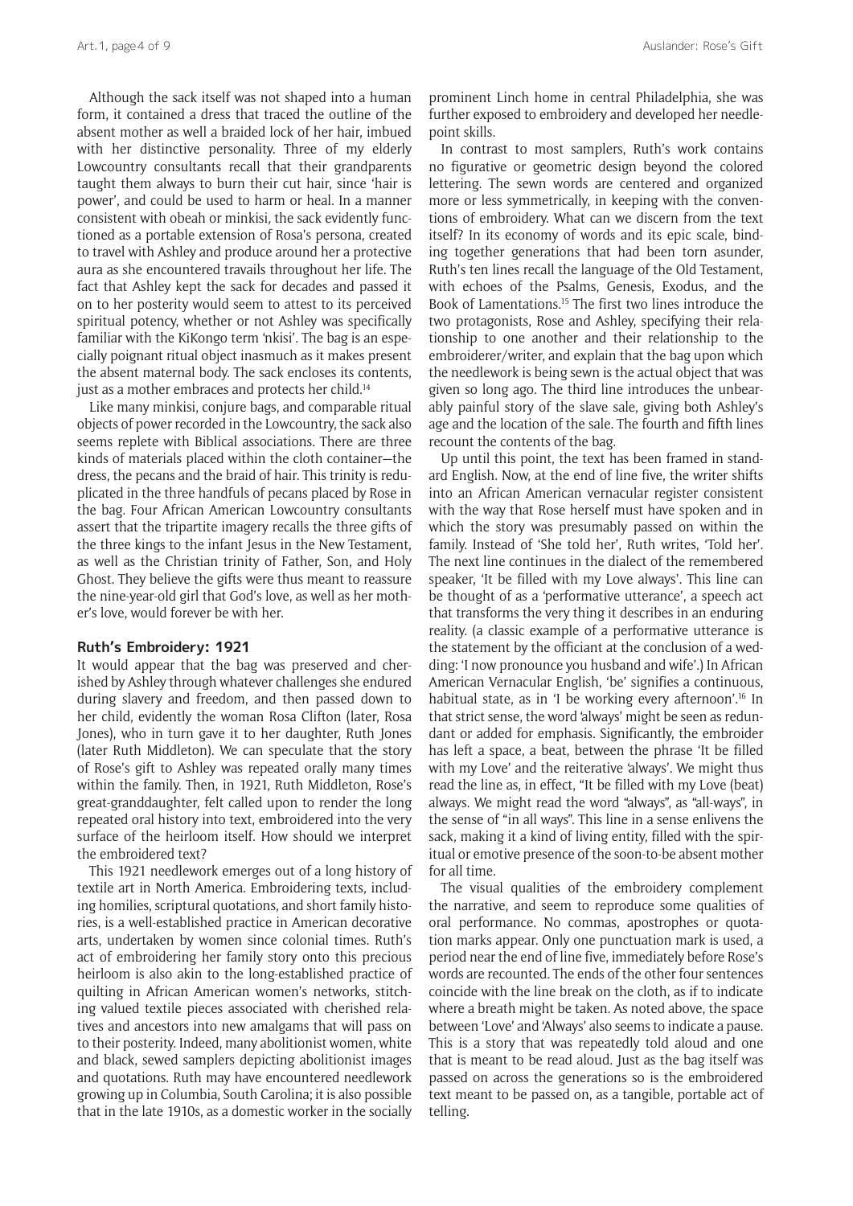Although the sack itself was not shaped into a human form, it contained a dress that traced the outline of the absent mother as well a braided lock of her hair, imbued with her distinctive personality. Three of my elderly Lowcountry consultants recall that their grandparents taught them always to burn their cut hair, since 'hair is power', and could be used to harm or heal. In a manner consistent with obeah or minkisi, the sack evidently functioned as a portable extension of Rosa's persona, created to travel with Ashley and produce around her a protective aura as she encountered travails throughout her life. The fact that Ashley kept the sack for decades and passed it on to her posterity would seem to attest to its perceived spiritual potency, whether or not Ashley was specifically familiar with the KiKongo term 'nkisi'. The bag is an especially poignant ritual object inasmuch as it makes present the absent maternal body. The sack encloses its contents, just as a mother embraces and protects her child.[14]

Like many minkisi, conjure bags, and comparable ritual objects of power recorded in the Lowcountry, the sack also seems replete with Biblical associations. There are three kinds of materials placed within the cloth container—the dress, the pecans and the braid of hair. This trinity is reduplicated in the three handfuls of pecans placed by Rose in the bag. Four African American Lowcountry consultants assert that the tripartite imagery recalls the three gifts of the three kings to the infant Jesus in the New Testament, as well as the Christian trinity of Father, Son, and Holy Ghost. They believe the gifts were thus meant to reassure the nine-year-old girl that God's love, as well as her mother's love, would forever be with her.

### Ruth's Embroidery: 1921

It would appear that the bag was preserved and cherished by Ashley through whatever challenges she endured during slavery and freedom, and then passed down to her child, evidently the woman Rosa Clifton (later, Rosa Jones), who in turn gave it to her daughter, Ruth Jones (later Ruth Middleton). We can speculate that the story of Rose's gift to Ashley was repeated orally many times within the family. Then, in 1921, Ruth Middleton, Rose's great-granddaughter, felt called upon to render the long repeated oral history into text, embroidered into the very surface of the heirloom itself. How should we interpret the embroidered text?

This 1921 needlework emerges out of a long history of textile art in North America. Embroidering texts, including homilies, scriptural quotations, and short family histories, is a well-established practice in American decorative arts, undertaken by women since colonial times. Ruth's act of embroidering her family story onto this precious heirloom is also akin to the long-established practice of quilting in African American women's networks, stitching valued textile pieces associated with cherished relatives and ancestors into new amalgams that will pass on to their posterity. Indeed, many abolitionist women, white and black, sewed samplers depicting abolitionist images and quotations. Ruth may have encountered needlework growing up in Columbia, South Carolina; it is also possible that in the late 1910s, as a domestic worker in the socially prominent Linch home in central Philadelphia, she was further exposed to embroidery and developed her needlepoint skills.

In contrast to most samplers, Ruth's work contains no figurative or geometric design beyond the colored lettering. The sewn words are centered and organized more or less symmetrically, in keeping with the conventions of embroidery. What can we discern from the text itself? In its economy of words and its epic scale, binding together generations that had been torn asunder, Ruth's ten lines recall the language of the Old Testament, with echoes of the Psalms, Genesis, Exodus, and the Book of Lamentations.[15] The first two lines introduce the two protagonists, Rose and Ashley, specifying their relationship to one another and their relationship to the embroiderer/writer, and explain that the bag upon which the needlework is being sewn is the actual object that was given so long ago. The third line introduces the unbearably painful story of the slave sale, giving both Ashley's age and the location of the sale. The fourth and fifth lines recount the contents of the bag.

Up until this point, the text has been framed in standard English. Now, at the end of line five, the writer shifts into an African American vernacular register consistent with the way that Rose herself must have spoken and in which the story was presumably passed on within the family. Instead of 'She told her', Ruth writes, 'Told her'. The next line continues in the dialect of the remembered speaker, 'It be filled with my Love always'. This line can be thought of as a 'performative utterance', a speech act that transforms the very thing it describes in an enduring reality. (a classic example of a performative utterance is the statement by the officiant at the conclusion of a wedding: 'I now pronounce you husband and wife'.) In African American Vernacular English, 'be' signifies a continuous, habitual state, as in 'I be working every afternoon'.[16] In that strict sense, the word 'always' might be seen as redundant or added for emphasis. Significantly, the embroider has left a space, a beat, between the phrase 'It be filled with my Love' and the reiterative 'always'. We might thus read the line as, in effect, "It be filled with my Love (beat) always. We might read the word "always", as "all-ways", in the sense of "in all ways". This line in a sense enlivens the sack, making it a kind of living entity, filled with the spiritual or emotive presence of the soon-to-be absent mother for all time.

The visual qualities of the embroidery complement the narrative, and seem to reproduce some qualities of oral performance. No commas, apostrophes or quotation marks appear. Only one punctuation mark is used, a period near the end of line five, immediately before Rose's words are recounted. The ends of the other four sentences coincide with the line break on the cloth, as if to indicate where a breath might be taken. As noted above, the space between 'Love' and 'Always' also seems to indicate a pause. This is a story that was repeatedly told aloud and one that is meant to be read aloud. Just as the bag itself was passed on across the generations so is the embroidered text meant to be passed on, as a tangible, portable act of telling.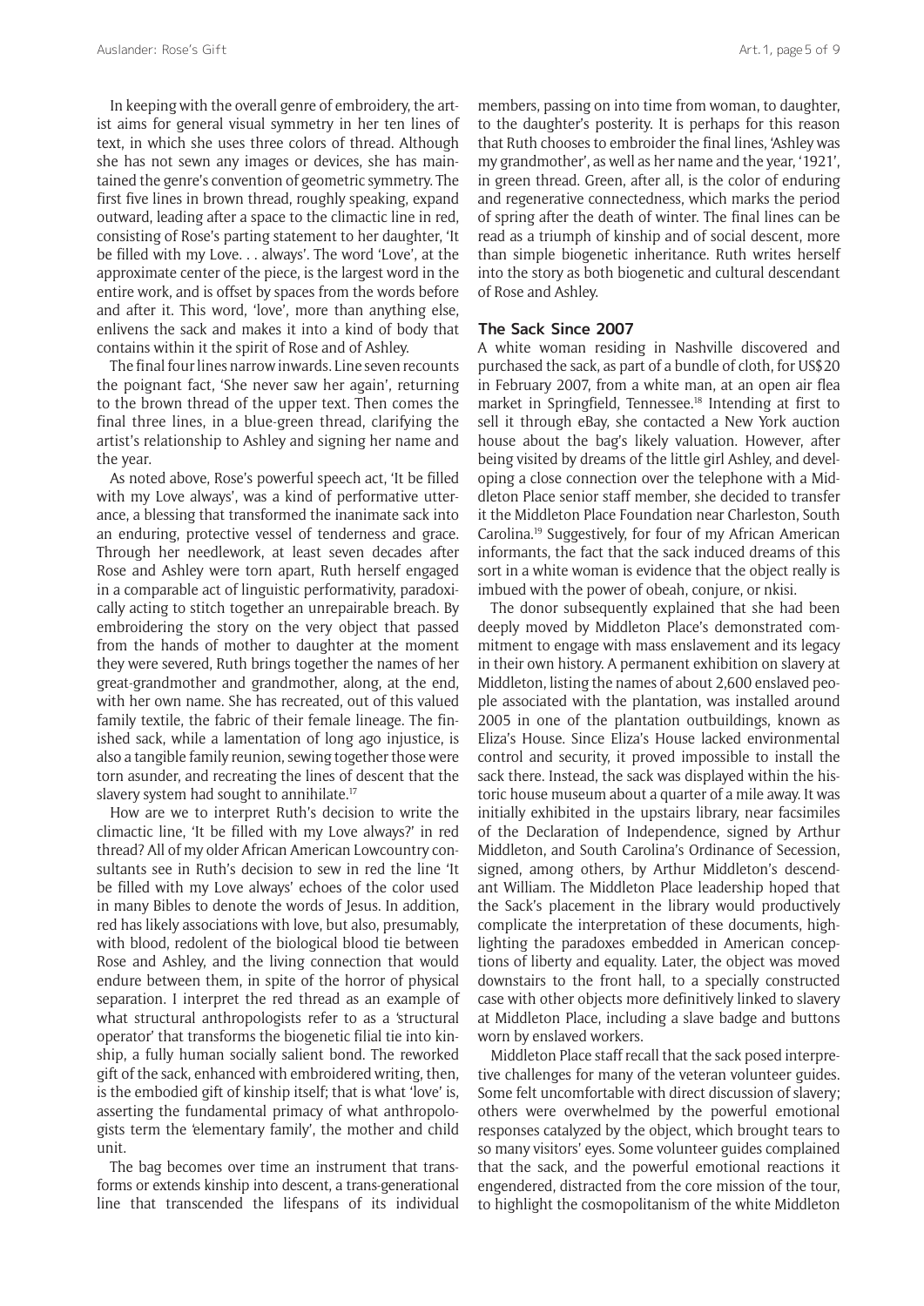In keeping with the overall genre of embroidery, the artist aims for general visual symmetry in her ten lines of text, in which she uses three colors of thread. Although she has not sewn any images or devices, she has maintained the genre's convention of geometric symmetry. The first five lines in brown thread, roughly speaking, expand outward, leading after a space to the climactic line in red, consisting of Rose's parting statement to her daughter, 'It be filled with my Love. . . always'. The word 'Love', at the approximate center of the piece, is the largest word in the entire work, and is offset by spaces from the words before and after it. This word, 'love', more than anything else, enlivens the sack and makes it into a kind of body that contains within it the spirit of Rose and of Ashley.

The final four lines narrow inwards. Line seven recounts the poignant fact, 'She never saw her again', returning to the brown thread of the upper text. Then comes the final three lines, in a blue-green thread, clarifying the artist's relationship to Ashley and signing her name and the year.

As noted above, Rose's powerful speech act, 'It be filled with my Love always', was a kind of performative utterance, a blessing that transformed the inanimate sack into an enduring, protective vessel of tenderness and grace. Through her needlework, at least seven decades after Rose and Ashley were torn apart, Ruth herself engaged in a comparable act of linguistic performativity, paradoxically acting to stitch together an unrepairable breach. By embroidering the story on the very object that passed from the hands of mother to daughter at the moment they were severed, Ruth brings together the names of her great-grandmother and grandmother, along, at the end, with her own name. She has recreated, out of this valued family textile, the fabric of their female lineage. The finished sack, while a lamentation of long ago injustice, is also a tangible family reunion, sewing together those were torn asunder, and recreating the lines of descent that the slavery system had sought to annihilate.[17]

How are we to interpret Ruth's decision to write the climactic line, 'It be filled with my Love always?' in red thread? All of my older African American Lowcountry consultants see in Ruth's decision to sew in red the line 'It be filled with my Love always' echoes of the color used in many Bibles to denote the words of Jesus. In addition, red has likely associations with love, but also, presumably, with blood, redolent of the biological blood tie between Rose and Ashley, and the living connection that would endure between them, in spite of the horror of physical separation. I interpret the red thread as an example of what structural anthropologists refer to as a 'structural operator' that transforms the biogenetic filial tie into kinship, a fully human socially salient bond. The reworked gift of the sack, enhanced with embroidered writing, then, is the embodied gift of kinship itself; that is what 'love' is, asserting the fundamental primacy of what anthropologists term the 'elementary family', the mother and child unit.

The bag becomes over time an instrument that transforms or extends kinship into descent, a trans-generational line that transcended the lifespans of its individual members, passing on into time from woman, to daughter, to the daughter's posterity. It is perhaps for this reason that Ruth chooses to embroider the final lines, 'Ashley was my grandmother', as well as her name and the year, '1921', in green thread. Green, after all, is the color of enduring and regenerative connectedness, which marks the period of spring after the death of winter. The final lines can be read as a triumph of kinship and of social descent, more than simple biogenetic inheritance. Ruth writes herself into the story as both biogenetic and cultural descendant of Rose and Ashley.

## The Sack Since 2007

A white woman residing in Nashville discovered and purchased the sack, as part of a bundle of cloth, for US$20 in February 2007, from a white man, at an open air flea market in Springfield, Tennessee.[18] Intending at first to sell it through eBay, she contacted a New York auction house about the bag's likely valuation. However, after being visited by dreams of the little girl Ashley, and developing a close connection over the telephone with a Middleton Place senior staff member, she decided to transfer it the Middleton Place Foundation near Charleston, South Carolina.[19] Suggestively, for four of my African American informants, the fact that the sack induced dreams of this sort in a white woman is evidence that the object really is imbued with the power of obeah, conjure, or nkisi.

The donor subsequently explained that she had been deeply moved by Middleton Place's demonstrated commitment to engage with mass enslavement and its legacy in their own history. A permanent exhibition on slavery at Middleton, listing the names of about 2,600 enslaved people associated with the plantation, was installed around 2005 in one of the plantation outbuildings, known as Eliza's House. Since Eliza's House lacked environmental control and security, it proved impossible to install the sack there. Instead, the sack was displayed within the historic house museum about a quarter of a mile away. It was initially exhibited in the upstairs library, near facsimiles of the Declaration of Independence, signed by Arthur Middleton, and South Carolina's Ordinance of Secession, signed, among others, by Arthur Middleton's descendant William. The Middleton Place leadership hoped that the Sack's placement in the library would productively complicate the interpretation of these documents, highlighting the paradoxes embedded in American conceptions of liberty and equality. Later, the object was moved downstairs to the front hall, to a specially constructed case with other objects more definitively linked to slavery at Middleton Place, including a slave badge and buttons worn by enslaved workers.

Middleton Place staff recall that the sack posed interpretive challenges for many of the veteran volunteer guides. Some felt uncomfortable with direct discussion of slavery; others were overwhelmed by the powerful emotional responses catalyzed by the object, which brought tears to so many visitors' eyes. Some volunteer guides complained that the sack, and the powerful emotional reactions it engendered, distracted from the core mission of the tour, to highlight the cosmopolitanism of the white Middleton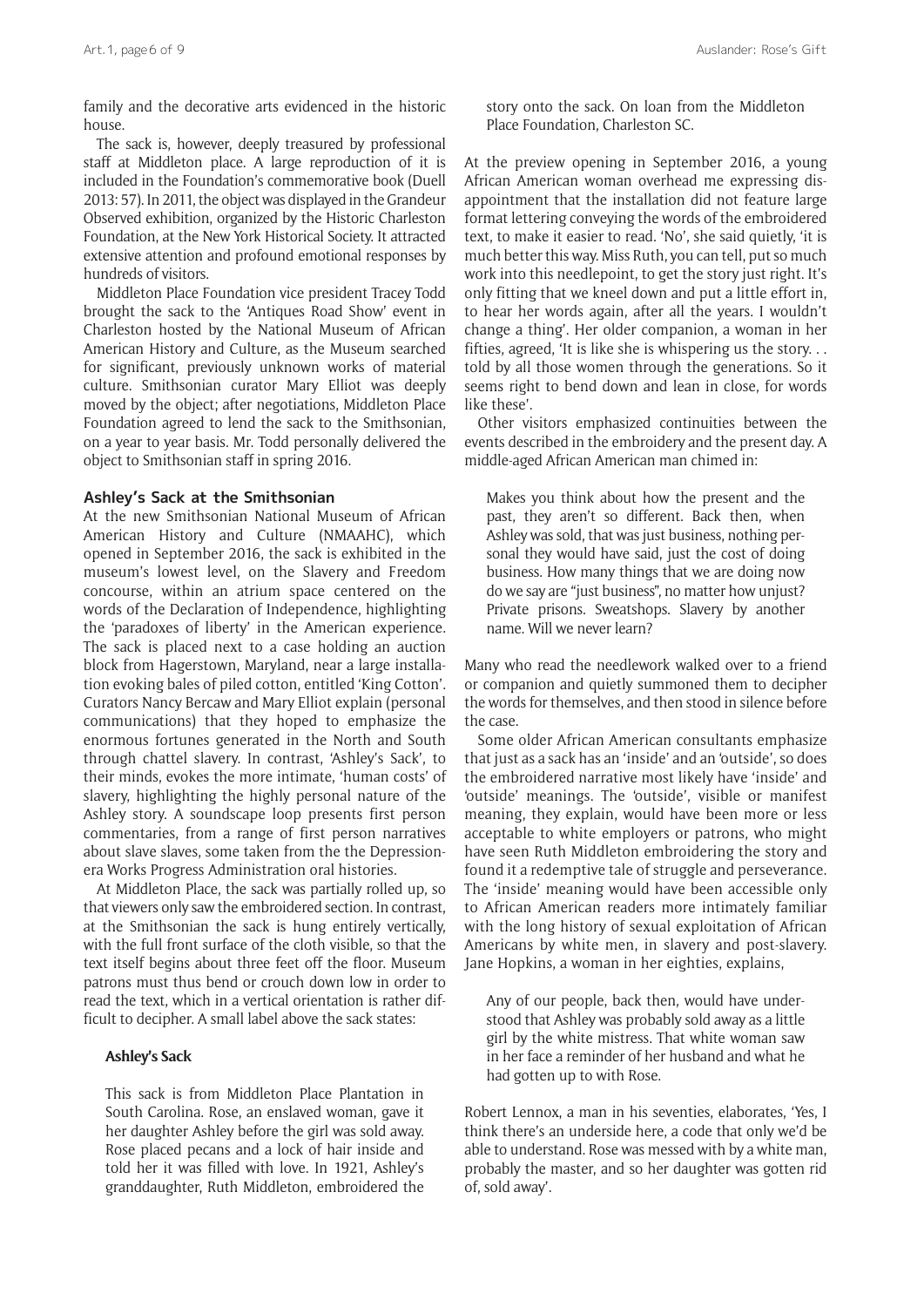family and the decorative arts evidenced in the historic house.

The sack is, however, deeply treasured by professional staff at Middleton place. A large reproduction of it is included in the Foundation's commemorative book (Duell 2013: 57). In 2011, the object was displayed in the Grandeur Observed exhibition, organized by the Historic Charleston Foundation, at the New York Historical Society. It attracted extensive attention and profound emotional responses by hundreds of visitors.

Middleton Place Foundation vice president Tracey Todd brought the sack to the 'Antiques Road Show' event in Charleston hosted by the National Museum of African American History and Culture, as the Museum searched for significant, previously unknown works of material culture. Smithsonian curator Mary Elliot was deeply moved by the object; after negotiations, Middleton Place Foundation agreed to lend the sack to the Smithsonian, on a year to year basis. Mr. Todd personally delivered the object to Smithsonian staff in spring 2016.

### Ashley's Sack at the Smithsonian

At the new Smithsonian National Museum of African American History and Culture (NMAAHC), which opened in September 2016, the sack is exhibited in the museum's lowest level, on the Slavery and Freedom concourse, within an atrium space centered on the words of the Declaration of Independence, highlighting the 'paradoxes of liberty' in the American experience. The sack is placed next to a case holding an auction block from Hagerstown, Maryland, near a large installation evoking bales of piled cotton, entitled 'King Cotton'. Curators Nancy Bercaw and Mary Elliot explain (personal communications) that they hoped to emphasize the enormous fortunes generated in the North and South through chattel slavery. In contrast, 'Ashley's Sack', to their minds, evokes the more intimate, 'human costs' of slavery, highlighting the highly personal nature of the Ashley story. A soundscape loop presents first person commentaries, from a range of first person narratives about slave slaves, some taken from the the Depression-era Works Progress Administration oral histories.

At Middleton Place, the sack was partially rolled up, so that viewers only saw the embroidered section. In contrast, at the Smithsonian the sack is hung entirely vertically, with the full front surface of the cloth visible, so that the text itself begins about three feet off the floor. Museum patrons must thus bend or crouch down low in order to read the text, which in a vertical orientation is rather difficult to decipher. A small label above the sack states:

> **Ashley's Sack**
>
> This sack is from Middleton Place Plantation in South Carolina. Rose, an enslaved woman, gave it her daughter Ashley before the girl was sold away. Rose placed pecans and a lock of hair inside and told her it was filled with love. In 1921, Ashley's granddaughter, Ruth Middleton, embroidered the story onto the sack. On loan from the Middleton Place Foundation, Charleston SC.

At the preview opening in September 2016, a young African American woman overhead me expressing disappointment that the installation did not feature large format lettering conveying the words of the embroidered text, to make it easier to read. 'No', she said quietly, 'it is much better this way. Miss Ruth, you can tell, put so much work into this needlepoint, to get the story just right. It's only fitting that we kneel down and put a little effort in, to hear her words again, after all the years. I wouldn't change a thing'. Her older companion, a woman in her fifties, agreed, 'It is like she is whispering us the story. . . told by all those women through the generations. So it seems right to bend down and lean in close, for words like these'.

Other visitors emphasized continuities between the events described in the embroidery and the present day. A middle-aged African American man chimed in:

> Makes you think about how the present and the past, they aren't so different. Back then, when Ashley was sold, that was just business, nothing personal they would have said, just the cost of doing business. How many things that we are doing now do we say are "just business", no matter how unjust? Private prisons. Sweatshops. Slavery by another name. Will we never learn?

Many who read the needlework walked over to a friend or companion and quietly summoned them to decipher the words for themselves, and then stood in silence before the case.

Some older African American consultants emphasize that just as a sack has an 'inside' and an 'outside', so does the embroidered narrative most likely have 'inside' and 'outside' meanings. The 'outside', visible or manifest meaning, they explain, would have been more or less acceptable to white employers or patrons, who might have seen Ruth Middleton embroidering the story and found it a redemptive tale of struggle and perseverance. The 'inside' meaning would have been accessible only to African American readers more intimately familiar with the long history of sexual exploitation of African Americans by white men, in slavery and post-slavery. Jane Hopkins, a woman in her eighties, explains,

> Any of our people, back then, would have understood that Ashley was probably sold away as a little girl by the white mistress. That white woman saw in her face a reminder of her husband and what he had gotten up to with Rose.

Robert Lennox, a man in his seventies, elaborates, 'Yes, I think there's an underside here, a code that only we'd be able to understand. Rose was messed with by a white man, probably the master, and so her daughter was gotten rid of, sold away'.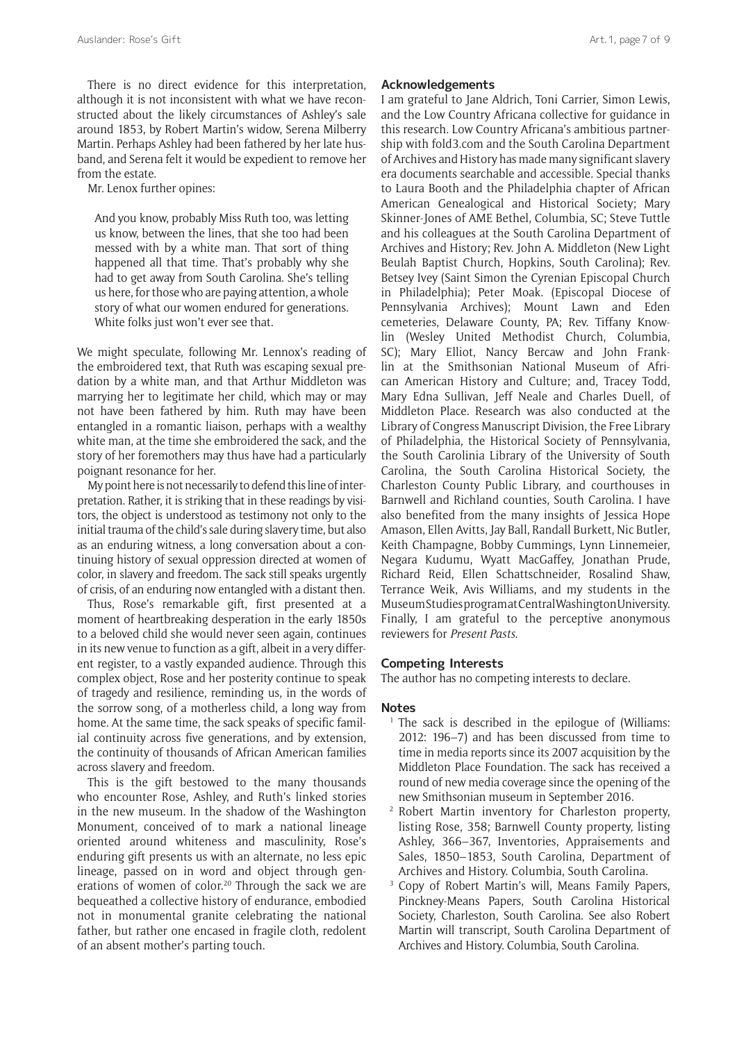There is no direct evidence for this interpretation, although it is not inconsistent with what we have reconstructed about the likely circumstances of Ashley's sale around 1853, by Robert Martin's widow, Serena Milberry Martin. Perhaps Ashley had been fathered by her late husband, and Serena felt it would be expedient to remove her from the estate.

Mr. Lenox further opines:

> And you know, probably Miss Ruth too, was letting us know, between the lines, that she too had been messed with by a white man. That sort of thing happened all that time. That's probably why she had to get away from South Carolina. She's telling us here, for those who are paying attention, a whole story of what our women endured for generations. White folks just won't ever see that.

We might speculate, following Mr. Lennox's reading of the embroidered text, that Ruth was escaping sexual predation by a white man, and that Arthur Middleton was marrying her to legitimate her child, which may or may not have been fathered by him. Ruth may have been entangled in a romantic liaison, perhaps with a wealthy white man, at the time she embroidered the sack, and the story of her foremothers may thus have had a particularly poignant resonance for her.

My point here is not necessarily to defend this line of interpretation. Rather, it is striking that in these readings by visitors, the object is understood as testimony not only to the initial trauma of the child's sale during slavery time, but also as an enduring witness, a long conversation about a continuing history of sexual oppression directed at women of color, in slavery and freedom. The sack still speaks urgently of crisis, of an enduring now entangled with a distant then.

Thus, Rose's remarkable gift, first presented at a moment of heartbreaking desperation in the early 1850s to a beloved child she would never seen again, continues in its new venue to function as a gift, albeit in a very different register, to a vastly expanded audience. Through this complex object, Rose and her posterity continue to speak of tragedy and resilience, reminding us, in the words of the sorrow song, of a motherless child, a long way from home. At the same time, the sack speaks of specific familial continuity across five generations, and by extension, the continuity of thousands of African American families across slavery and freedom.

This is the gift bestowed to the many thousands who encounter Rose, Ashley, and Ruth's linked stories in the new museum. In the shadow of the Washington Monument, conceived of to mark a national lineage oriented around whiteness and masculinity, Rose's enduring gift presents us with an alternate, no less epic lineage, passed on in word and object through generations of women of color.[20] Through the sack we are bequeathed a collective history of endurance, embodied not in monumental granite celebrating the national father, but rather one encased in fragile cloth, redolent of an absent mother's parting touch.

## Acknowledgements

I am grateful to Jane Aldrich, Toni Carrier, Simon Lewis, and the Low Country Africana collective for guidance in this research. Low Country Africana's ambitious partnership with fold3.com and the South Carolina Department of Archives and History has made many significant slavery era documents searchable and accessible. Special thanks to Laura Booth and the Philadelphia chapter of African American Genealogical and Historical Society; Mary Skinner-Jones of AME Bethel, Columbia, SC; Steve Tuttle and his colleagues at the South Carolina Department of Archives and History; Rev. John A. Middleton (New Light Beulah Baptist Church, Hopkins, South Carolina); Rev. Betsey Ivey (Saint Simon the Cyrenian Episcopal Church in Philadelphia); Peter Moak. (Episcopal Diocese of Pennsylvania Archives); Mount Lawn and Eden cemeteries, Delaware County, PA; Rev. Tiffany Knowlin (Wesley United Methodist Church, Columbia, SC); Mary Elliot, Nancy Bercaw and John Franklin at the Smithsonian National Museum of African American History and Culture; and, Tracey Todd, Mary Edna Sullivan, Jeff Neale and Charles Duell, of Middleton Place. Research was also conducted at the Library of Congress Manuscript Division, the Free Library of Philadelphia, the Historical Society of Pennsylvania, the South Carolinia Library of the University of South Carolina, the South Carolina Historical Society, the Charleston County Public Library, and courthouses in Barnwell and Richland counties, South Carolina. I have also benefited from the many insights of Jessica Hope Amason, Ellen Avitts, Jay Ball, Randall Burkett, Nic Butler, Keith Champagne, Bobby Cummings, Lynn Linnemeier, Negara Kudumu, Wyatt MacGaffey, Jonathan Prude, Richard Reid, Ellen Schattschneider, Rosalind Shaw, Terrance Weik, Avis Williams, and my students in the Museum Studies program at Central Washington University. Finally, I am grateful to the perceptive anonymous reviewers for *Present Pasts*.

## Competing Interests

The author has no competing interests to declare.

## Notes

1. The sack is described in the epilogue of (Williams: 2012: 196–7) and has been discussed from time to time in media reports since its 2007 acquisition by the Middleton Place Foundation. The sack has received a round of new media coverage since the opening of the new Smithsonian museum in September 2016.
2. Robert Martin inventory for Charleston property, listing Rose, 358; Barnwell County property, listing Ashley, 366–367, Inventories, Appraisements and Sales, 1850–1853, South Carolina, Department of Archives and History. Columbia, South Carolina.
3. Copy of Robert Martin's will, Means Family Papers, Pinckney-Means Papers, South Carolina Historical Society, Charleston, South Carolina. See also Robert Martin will transcript, South Carolina Department of Archives and History. Columbia, South Carolina.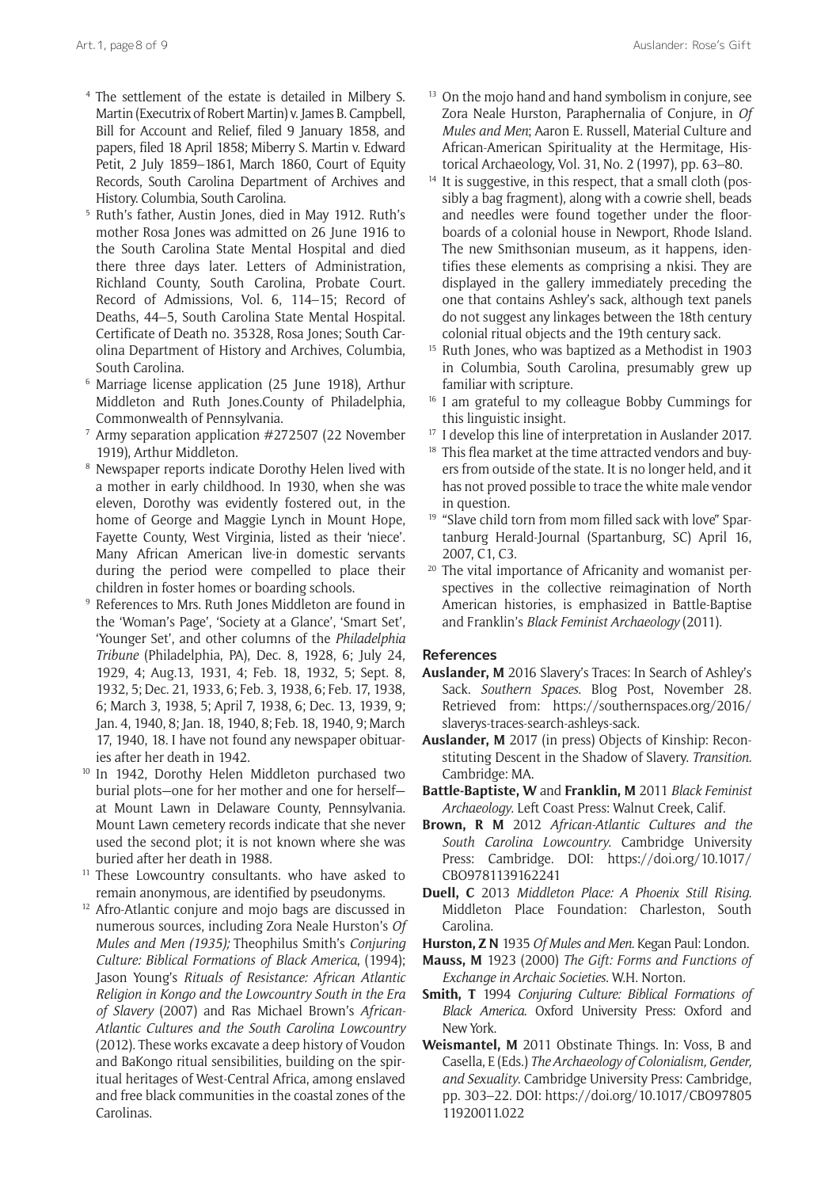[4] The settlement of the estate is detailed in Milbery S. Martin (Executrix of Robert Martin) v. James B. Campbell, Bill for Account and Relief, filed 9 January 1858, and papers, filed 18 April 1858; Miberry S. Martin v. Edward Petit, 2 July 1859–1861, March 1860, Court of Equity Records, South Carolina Department of Archives and History. Columbia, South Carolina.

[5] Ruth's father, Austin Jones, died in May 1912. Ruth's mother Rosa Jones was admitted on 26 June 1916 to the South Carolina State Mental Hospital and died there three days later. Letters of Administration, Richland County, South Carolina, Probate Court. Record of Admissions, Vol. 6, 114–15; Record of Deaths, 44–5, South Carolina State Mental Hospital. Certificate of Death no. 35328, Rosa Jones; South Carolina Department of History and Archives, Columbia, South Carolina.

[6] Marriage license application (25 June 1918), Arthur Middleton and Ruth Jones.County of Philadelphia, Commonwealth of Pennsylvania.

[7] Army separation application #272507 (22 November 1919), Arthur Middleton.

[8] Newspaper reports indicate Dorothy Helen lived with a mother in early childhood. In 1930, when she was eleven, Dorothy was evidently fostered out, in the home of George and Maggie Lynch in Mount Hope, Fayette County, West Virginia, listed as their 'niece'. Many African American live-in domestic servants during the period were compelled to place their children in foster homes or boarding schools.

[9] References to Mrs. Ruth Jones Middleton are found in the 'Woman's Page', 'Society at a Glance', 'Smart Set', 'Younger Set', and other columns of the *Philadelphia Tribune* (Philadelphia, PA), Dec. 8, 1928, 6; July 24, 1929, 4; Aug.13, 1931, 4; Feb. 18, 1932, 5; Sept. 8, 1932, 5; Dec. 21, 1933, 6; Feb. 3, 1938, 6; Feb. 17, 1938, 6; March 3, 1938, 5; April 7, 1938, 6; Dec. 13, 1939, 9; Jan. 4, 1940, 8; Jan. 18, 1940, 8; Feb. 18, 1940, 9; March 17, 1940, 18. I have not found any newspaper obituaries after her death in 1942.

[10] In 1942, Dorothy Helen Middleton purchased two burial plots—one for her mother and one for herself—at Mount Lawn in Delaware County, Pennsylvania. Mount Lawn cemetery records indicate that she never used the second plot; it is not known where she was buried after her death in 1988.

[11] These Lowcountry consultants. who have asked to remain anonymous, are identified by pseudonyms.

[12] Afro-Atlantic conjure and mojo bags are discussed in numerous sources, including Zora Neale Hurston's *Of Mules and Men (1935);* Theophilus Smith's *Conjuring Culture: Biblical Formations of Black America*, (1994); Jason Young's *Rituals of Resistance: African Atlantic Religion in Kongo and the Lowcountry South in the Era of Slavery* (2007) and Ras Michael Brown's *African-Atlantic Cultures and the South Carolina Lowcountry* (2012). These works excavate a deep history of Voudon and BaKongo ritual sensibilities, building on the spiritual heritages of West-Central Africa, among enslaved and free black communities in the coastal zones of the Carolinas.

[13] On the mojo hand and hand symbolism in conjure, see Zora Neale Hurston, Paraphernalia of Conjure, in *Of Mules and Men*; Aaron E. Russell, Material Culture and African-American Spirituality at the Hermitage, Historical Archaeology, Vol. 31, No. 2 (1997), pp. 63–80.

[14] It is suggestive, in this respect, that a small cloth (possibly a bag fragment), along with a cowrie shell, beads and needles were found together under the floorboards of a colonial house in Newport, Rhode Island. The new Smithsonian museum, as it happens, identifies these elements as comprising a nkisi. They are displayed in the gallery immediately preceding the one that contains Ashley's sack, although text panels do not suggest any linkages between the 18th century colonial ritual objects and the 19th century sack.

[15] Ruth Jones, who was baptized as a Methodist in 1903 in Columbia, South Carolina, presumably grew up familiar with scripture.

[16] I am grateful to my colleague Bobby Cummings for this linguistic insight.

[17] I develop this line of interpretation in Auslander 2017.

[18] This flea market at the time attracted vendors and buyers from outside of the state. It is no longer held, and it has not proved possible to trace the white male vendor in question.

[19] "Slave child torn from mom filled sack with love" Spartanburg Herald-Journal (Spartanburg, SC) April 16, 2007, C1, C3.

[20] The vital importance of Africanity and womanist perspectives in the collective reimagination of North American histories, is emphasized in Battle-Baptiste and Franklin's *Black Feminist Archaeology* (2011).

## References

**Auslander, M** 2016 Slavery's Traces: In Search of Ashley's Sack. *Southern Spaces*. Blog Post, November 28. Retrieved from: https://southernspaces.org/2016/slaverys-traces-search-ashleys-sack.

**Auslander, M** 2017 (in press) Objects of Kinship: Reconstituting Descent in the Shadow of Slavery. *Transition.* Cambridge: MA.

**Battle-Baptiste, W** and **Franklin, M** 2011 *Black Feminist Archaeology*. Left Coast Press: Walnut Creek, Calif.

**Brown, R M** 2012 *African-Atlantic Cultures and the South Carolina Lowcountry*. Cambridge University Press: Cambridge. DOI: https://doi.org/10.1017/CBO9781139162241

**Duell, C** 2013 *Middleton Place: A Phoenix Still Rising*. Middleton Place Foundation: Charleston, South Carolina.

**Hurston, Z N** 1935 *Of Mules and Men.* Kegan Paul: London.

**Mauss, M** 1923 (2000) *The Gift: Forms and Functions of Exchange in Archaic Societies*. W.H. Norton.

**Smith, T** 1994 *Conjuring Culture: Biblical Formations of Black America*. Oxford University Press: Oxford and New York.

**Weismantel, M** 2011 Obstinate Things. In: Voss, B and Casella, E (Eds.) *The Archaeology of Colonialism, Gender, and Sexuality*. Cambridge University Press: Cambridge, pp. 303–22. DOI: https://doi.org/10.1017/CBO9780511920011.022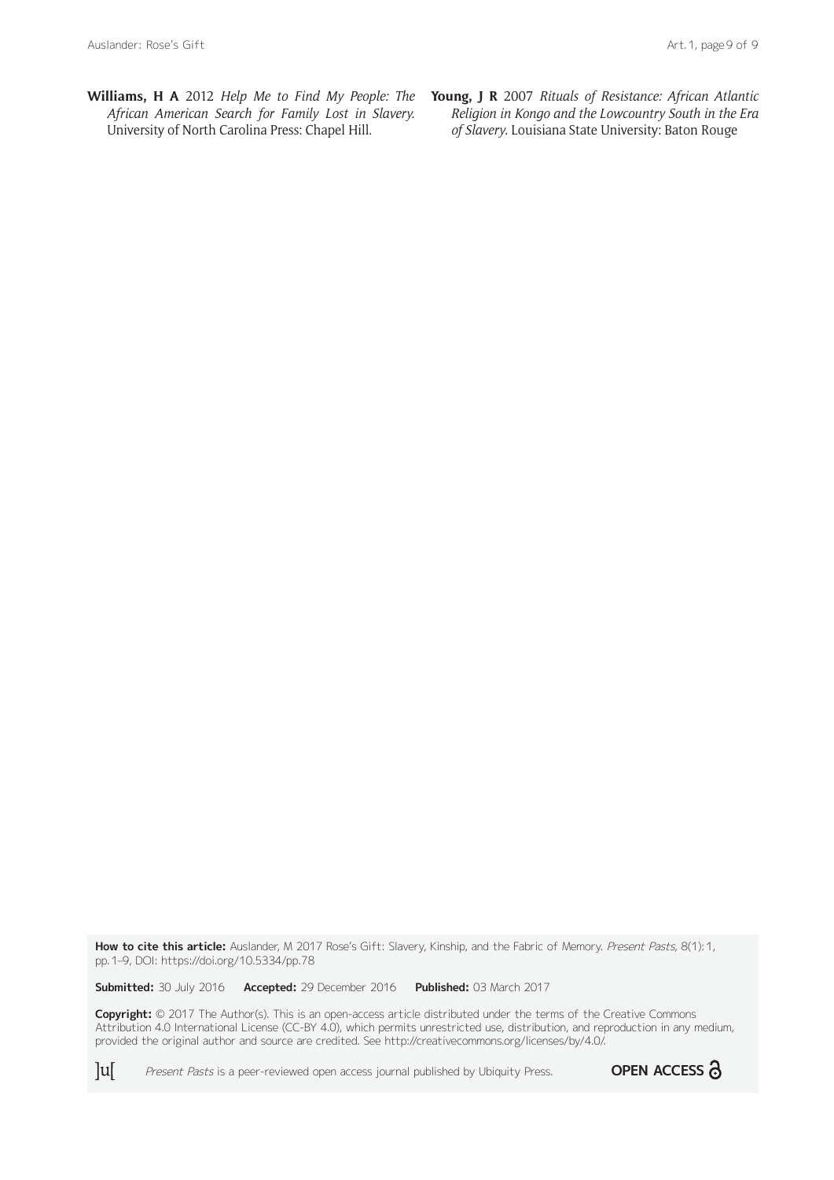**Williams, H A** 2012 *Help Me to Find My People: The African American Search for Family Lost in Slavery.* University of North Carolina Press: Chapel Hill.

**Young, J R** 2007 *Rituals of Resistance: African Atlantic Religion in Kongo and the Lowcountry South in the Era of Slavery.* Louisiana State University: Baton Rouge

**How to cite this article:** Auslander, M 2017 Rose's Gift: Slavery, Kinship, and the Fabric of Memory. *Present Pasts,* 8(1): 1, pp. 1–9, DOI: https://doi.org/10.5334/pp.78

**Submitted:** 30 July 2016 **Accepted:** 29 December 2016 **Published:** 03 March 2017

**Copyright:** © 2017 The Author(s). This is an open-access article distributed under the terms of the Creative Commons Attribution 4.0 International License (CC-BY 4.0), which permits unrestricted use, distribution, and reproduction in any medium, provided the original author and source are credited. See http://creativecommons.org/licenses/by/4.0/.

*Present Pasts* is a peer-reviewed open access journal published by Ubiquity Press.

**OPEN ACCESS**